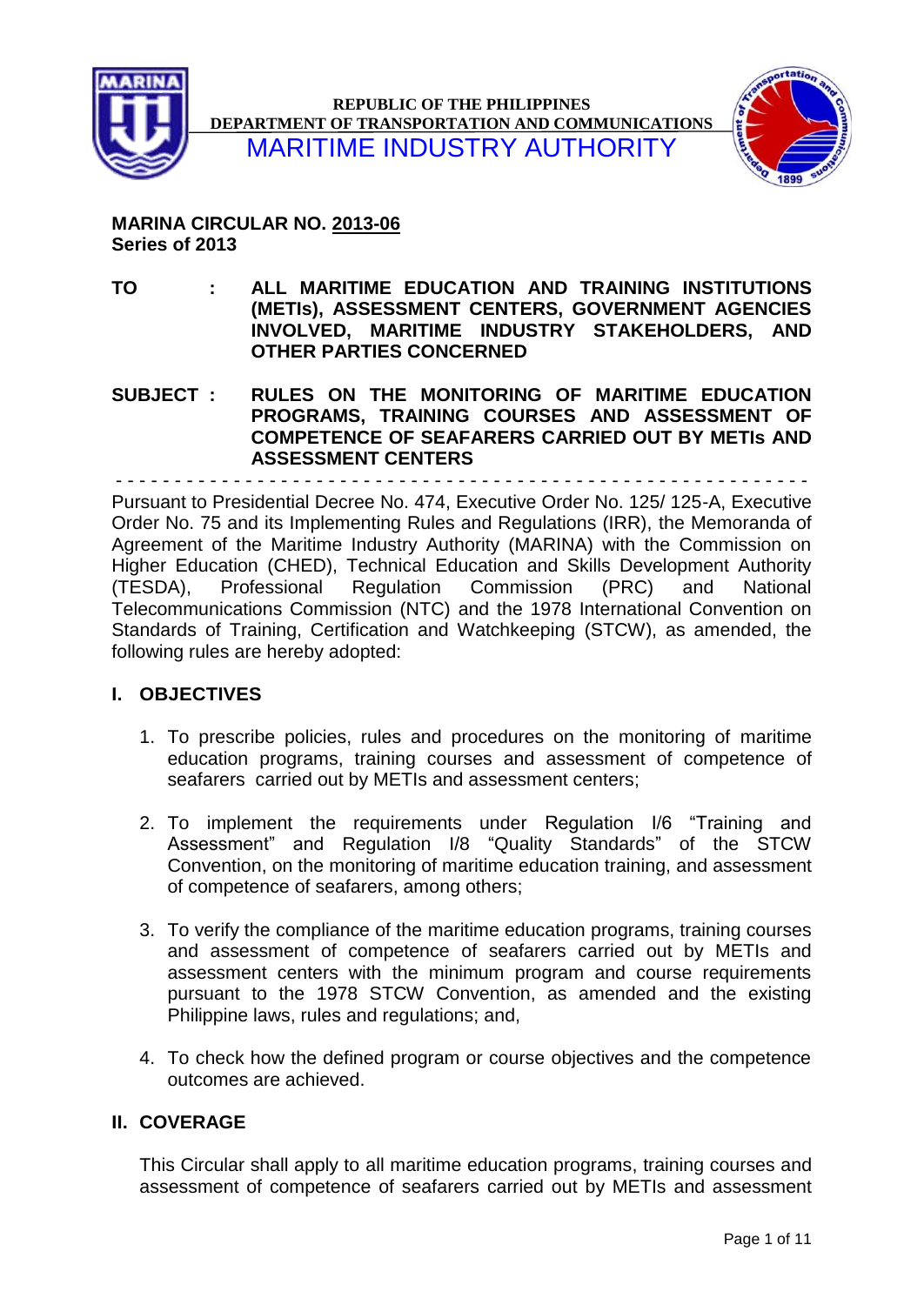REPUBLIC OF THE PHILIPPINES
DEPARTMENT OF TRANSPORTATION AND COMMUNICATIONS
MARITIME INDUSTRY AUTHORITY

**MARINA CIRCULAR NO. 2013-06**
**Series of 2013**

**TO : ALL MARITIME EDUCATION AND TRAINING INSTITUTIONS (METIs), ASSESSMENT CENTERS, GOVERNMENT AGENCIES INVOLVED, MARITIME INDUSTRY STAKEHOLDERS, AND OTHER PARTIES CONCERNED**

**SUBJECT : RULES ON THE MONITORING OF MARITIME EDUCATION PROGRAMS, TRAINING COURSES AND ASSESSMENT OF COMPETENCE OF SEAFARERS CARRIED OUT BY METIs AND ASSESSMENT CENTERS**

- - - - - - - - - - - - - - - - - - - - - - - - - - - - - - - - - - - - - - - - - - - - - - - - - - - - - - -

Pursuant to Presidential Decree No. 474, Executive Order No. 125/ 125-A, Executive Order No. 75 and its Implementing Rules and Regulations (IRR), the Memoranda of Agreement of the Maritime Industry Authority (MARINA) with the Commission on Higher Education (CHED), Technical Education and Skills Development Authority (TESDA), Professional Regulation Commission (PRC) and National Telecommunications Commission (NTC) and the 1978 International Convention on Standards of Training, Certification and Watchkeeping (STCW), as amended, the following rules are hereby adopted:

## I. OBJECTIVES

1. To prescribe policies, rules and procedures on the monitoring of maritime education programs, training courses and assessment of competence of seafarers carried out by METIs and assessment centers;

2. To implement the requirements under Regulation I/6 "Training and Assessment" and Regulation I/8 "Quality Standards" of the STCW Convention, on the monitoring of maritime education training, and assessment of competence of seafarers, among others;

3. To verify the compliance of the maritime education programs, training courses and assessment of competence of seafarers carried out by METIs and assessment centers with the minimum program and course requirements pursuant to the 1978 STCW Convention, as amended and the existing Philippine laws, rules and regulations; and,

4. To check how the defined program or course objectives and the competence outcomes are achieved.

## II. COVERAGE

This Circular shall apply to all maritime education programs, training courses and assessment of competence of seafarers carried out by METIs and assessment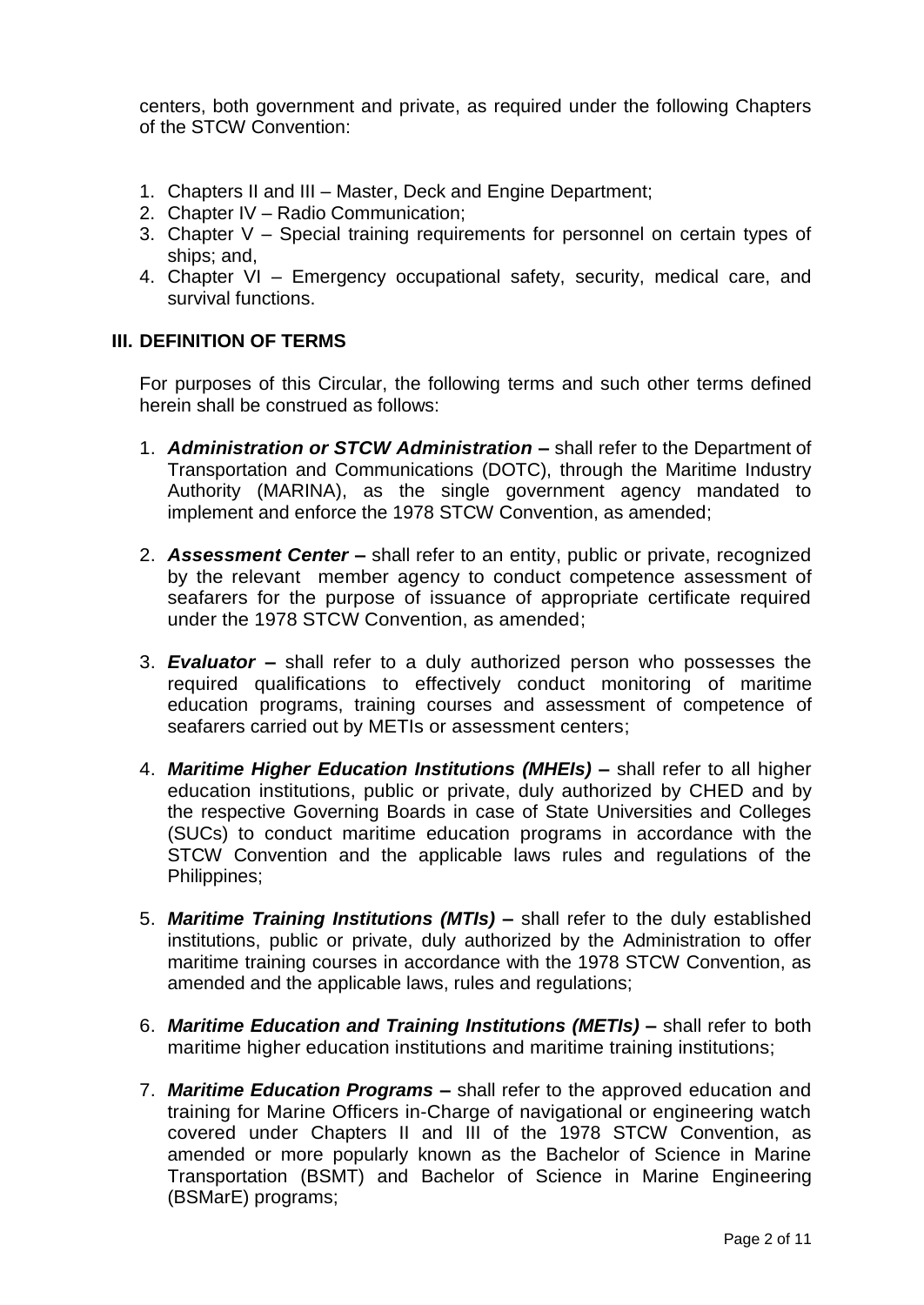centers, both government and private, as required under the following Chapters of the STCW Convention:

1. Chapters II and III – Master, Deck and Engine Department;
2. Chapter IV – Radio Communication;
3. Chapter V – Special training requirements for personnel on certain types of ships; and,
4. Chapter VI – Emergency occupational safety, security, medical care, and survival functions.

## III. DEFINITION OF TERMS

For purposes of this Circular, the following terms and such other terms defined herein shall be construed as follows:

1. ***Administration or STCW Administration*** **–** shall refer to the Department of Transportation and Communications (DOTC), through the Maritime Industry Authority (MARINA), as the single government agency mandated to implement and enforce the 1978 STCW Convention, as amended;

2. ***Assessment Center*** **–** shall refer to an entity, public or private, recognized by the relevant member agency to conduct competence assessment of seafarers for the purpose of issuance of appropriate certificate required under the 1978 STCW Convention, as amended;

3. ***Evaluator*** **–** shall refer to a duly authorized person who possesses the required qualifications to effectively conduct monitoring of maritime education programs, training courses and assessment of competence of seafarers carried out by METIs or assessment centers;

4. ***Maritime Higher Education Institutions (MHEIs)*** **–** shall refer to all higher education institutions, public or private, duly authorized by CHED and by the respective Governing Boards in case of State Universities and Colleges (SUCs) to conduct maritime education programs in accordance with the STCW Convention and the applicable laws rules and regulations of the Philippines;

5. ***Maritime Training Institutions (MTIs)*** **–** shall refer to the duly established institutions, public or private, duly authorized by the Administration to offer maritime training courses in accordance with the 1978 STCW Convention, as amended and the applicable laws, rules and regulations;

6. ***Maritime Education and Training Institutions (METIs)*** **–** shall refer to both maritime higher education institutions and maritime training institutions;

7. ***Maritime Education Programs*** **–** shall refer to the approved education and training for Marine Officers in-Charge of navigational or engineering watch covered under Chapters II and III of the 1978 STCW Convention, as amended or more popularly known as the Bachelor of Science in Marine Transportation (BSMT) and Bachelor of Science in Marine Engineering (BSMarE) programs;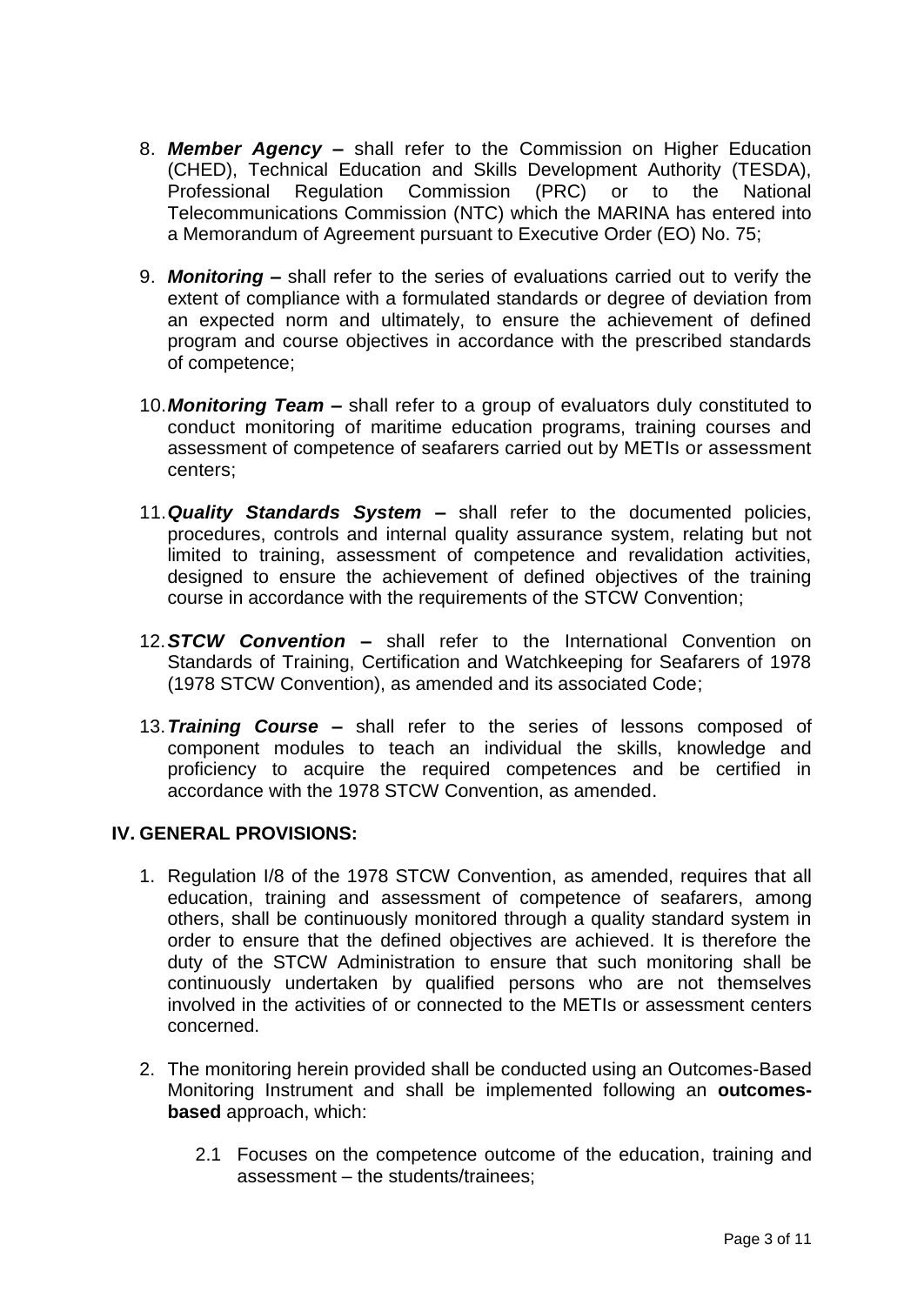8. ***Member Agency*** **–** shall refer to the Commission on Higher Education (CHED), Technical Education and Skills Development Authority (TESDA), Professional Regulation Commission (PRC) or to the National Telecommunications Commission (NTC) which the MARINA has entered into a Memorandum of Agreement pursuant to Executive Order (EO) No. 75;

9. ***Monitoring*** **–** shall refer to the series of evaluations carried out to verify the extent of compliance with a formulated standards or degree of deviation from an expected norm and ultimately, to ensure the achievement of defined program and course objectives in accordance with the prescribed standards of competence;

10. ***Monitoring Team*** **–** shall refer to a group of evaluators duly constituted to conduct monitoring of maritime education programs, training courses and assessment of competence of seafarers carried out by METIs or assessment centers;

11. ***Quality Standards System*** **–** shall refer to the documented policies, procedures, controls and internal quality assurance system, relating but not limited to training, assessment of competence and revalidation activities, designed to ensure the achievement of defined objectives of the training course in accordance with the requirements of the STCW Convention;

12. ***STCW Convention*** **–** shall refer to the International Convention on Standards of Training, Certification and Watchkeeping for Seafarers of 1978 (1978 STCW Convention), as amended and its associated Code;

13. ***Training Course*** **–** shall refer to the series of lessons composed of component modules to teach an individual the skills, knowledge and proficiency to acquire the required competences and be certified in accordance with the 1978 STCW Convention, as amended.

## IV. GENERAL PROVISIONS:

1. Regulation I/8 of the 1978 STCW Convention, as amended, requires that all education, training and assessment of competence of seafarers, among others, shall be continuously monitored through a quality standard system in order to ensure that the defined objectives are achieved. It is therefore the duty of the STCW Administration to ensure that such monitoring shall be continuously undertaken by qualified persons who are not themselves involved in the activities of or connected to the METIs or assessment centers concerned.

2. The monitoring herein provided shall be conducted using an Outcomes-Based Monitoring Instrument and shall be implemented following an **outcomes-based** approach, which:

   2.1 Focuses on the competence outcome of the education, training and assessment – the students/trainees;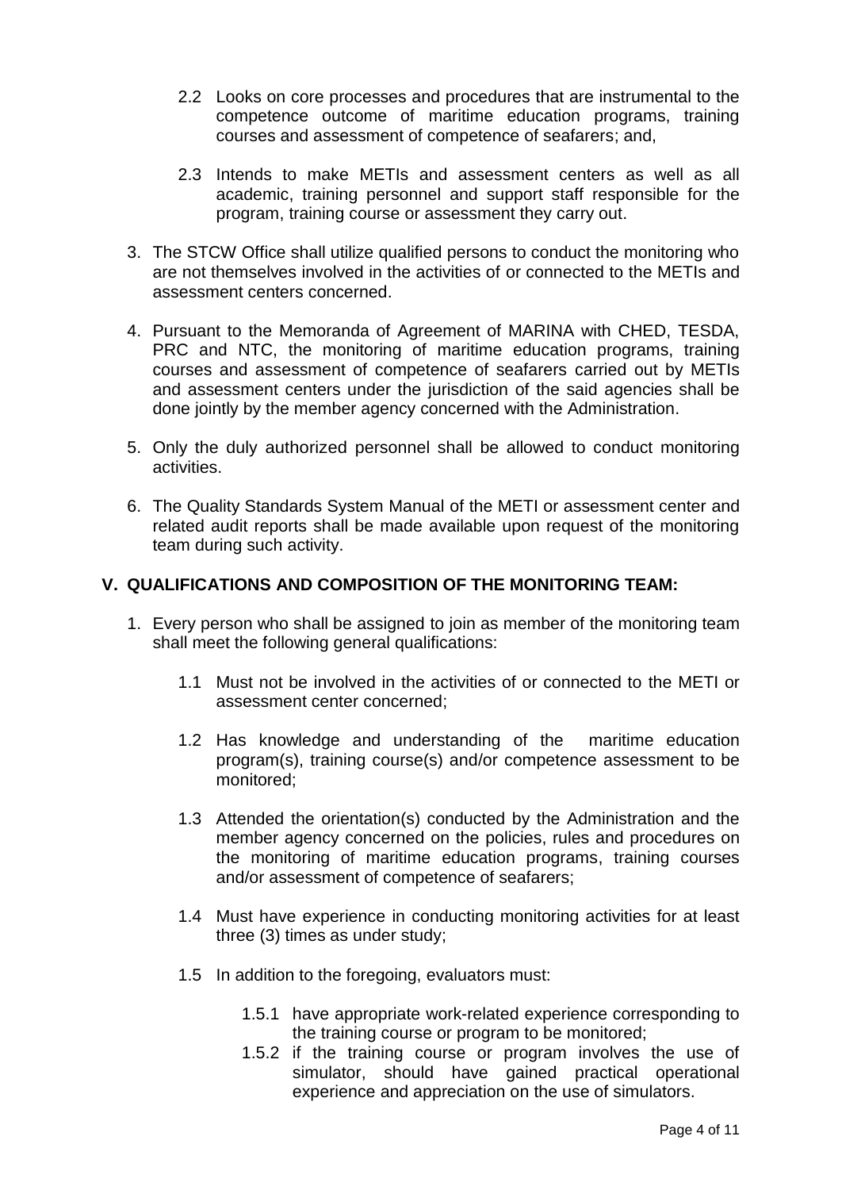2.2 Looks on core processes and procedures that are instrumental to the competence outcome of maritime education programs, training courses and assessment of competence of seafarers; and,

2.3 Intends to make METIs and assessment centers as well as all academic, training personnel and support staff responsible for the program, training course or assessment they carry out.

3. The STCW Office shall utilize qualified persons to conduct the monitoring who are not themselves involved in the activities of or connected to the METIs and assessment centers concerned.

4. Pursuant to the Memoranda of Agreement of MARINA with CHED, TESDA, PRC and NTC, the monitoring of maritime education programs, training courses and assessment of competence of seafarers carried out by METIs and assessment centers under the jurisdiction of the said agencies shall be done jointly by the member agency concerned with the Administration.

5. Only the duly authorized personnel shall be allowed to conduct monitoring activities.

6. The Quality Standards System Manual of the METI or assessment center and related audit reports shall be made available upon request of the monitoring team during such activity.

## V. QUALIFICATIONS AND COMPOSITION OF THE MONITORING TEAM:

1. Every person who shall be assigned to join as member of the monitoring team shall meet the following general qualifications:

   1.1 Must not be involved in the activities of or connected to the METI or assessment center concerned;

   1.2 Has knowledge and understanding of the maritime education program(s), training course(s) and/or competence assessment to be monitored;

   1.3 Attended the orientation(s) conducted by the Administration and the member agency concerned on the policies, rules and procedures on the monitoring of maritime education programs, training courses and/or assessment of competence of seafarers;

   1.4 Must have experience in conducting monitoring activities for at least three (3) times as under study;

   1.5 In addition to the foregoing, evaluators must:

      1.5.1 have appropriate work-related experience corresponding to the training course or program to be monitored;
      1.5.2 if the training course or program involves the use of simulator, should have gained practical operational experience and appreciation on the use of simulators.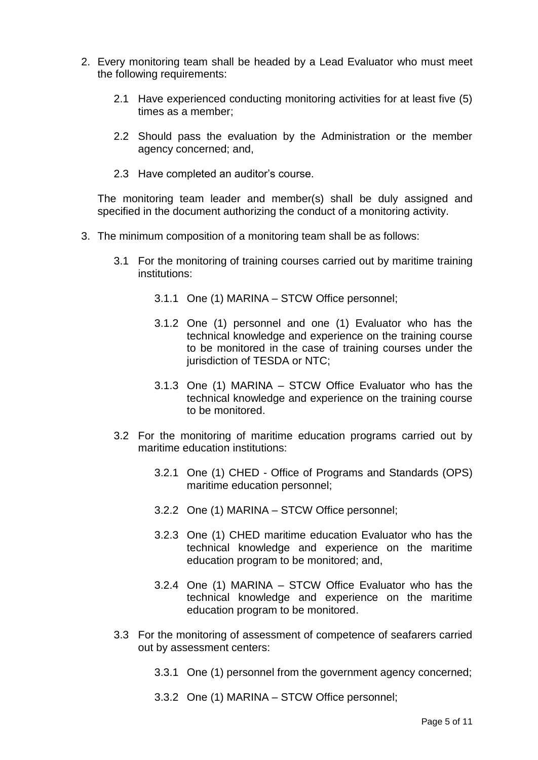2. Every monitoring team shall be headed by a Lead Evaluator who must meet the following requirements:

   2.1 Have experienced conducting monitoring activities for at least five (5) times as a member;

   2.2 Should pass the evaluation by the Administration or the member agency concerned; and,

   2.3 Have completed an auditor's course.

   The monitoring team leader and member(s) shall be duly assigned and specified in the document authorizing the conduct of a monitoring activity.

3. The minimum composition of a monitoring team shall be as follows:

   3.1 For the monitoring of training courses carried out by maritime training institutions:

      3.1.1 One (1) MARINA – STCW Office personnel;

      3.1.2 One (1) personnel and one (1) Evaluator who has the technical knowledge and experience on the training course to be monitored in the case of training courses under the jurisdiction of TESDA or NTC;

      3.1.3 One (1) MARINA – STCW Office Evaluator who has the technical knowledge and experience on the training course to be monitored.

   3.2 For the monitoring of maritime education programs carried out by maritime education institutions:

      3.2.1 One (1) CHED - Office of Programs and Standards (OPS) maritime education personnel;

      3.2.2 One (1) MARINA – STCW Office personnel;

      3.2.3 One (1) CHED maritime education Evaluator who has the technical knowledge and experience on the maritime education program to be monitored; and,

      3.2.4 One (1) MARINA – STCW Office Evaluator who has the technical knowledge and experience on the maritime education program to be monitored.

   3.3 For the monitoring of assessment of competence of seafarers carried out by assessment centers:

      3.3.1 One (1) personnel from the government agency concerned;

      3.3.2 One (1) MARINA – STCW Office personnel;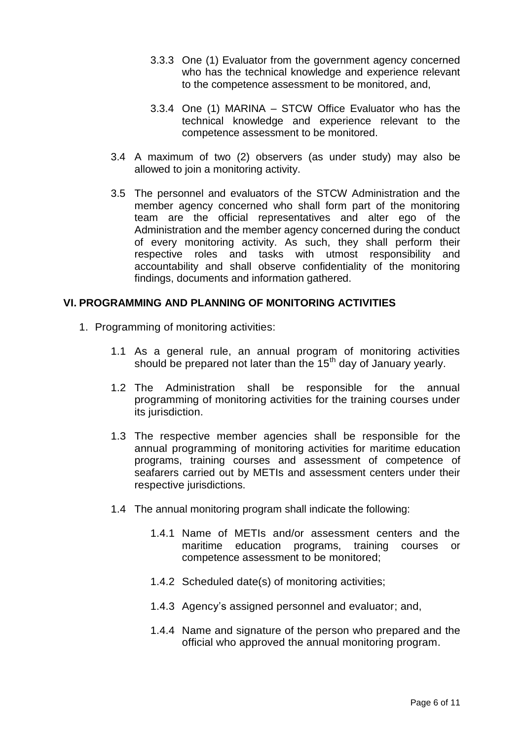3.3.3 One (1) Evaluator from the government agency concerned who has the technical knowledge and experience relevant to the competence assessment to be monitored, and,

3.3.4 One (1) MARINA – STCW Office Evaluator who has the technical knowledge and experience relevant to the competence assessment to be monitored.

3.4 A maximum of two (2) observers (as under study) may also be allowed to join a monitoring activity.

3.5 The personnel and evaluators of the STCW Administration and the member agency concerned who shall form part of the monitoring team are the official representatives and alter ego of the Administration and the member agency concerned during the conduct of every monitoring activity. As such, they shall perform their respective roles and tasks with utmost responsibility and accountability and shall observe confidentiality of the monitoring findings, documents and information gathered.

## VI. PROGRAMMING AND PLANNING OF MONITORING ACTIVITIES

1. Programming of monitoring activities:

1.1 As a general rule, an annual program of monitoring activities should be prepared not later than the 15th day of January yearly.

1.2 The Administration shall be responsible for the annual programming of monitoring activities for the training courses under its jurisdiction.

1.3 The respective member agencies shall be responsible for the annual programming of monitoring activities for maritime education programs, training courses and assessment of competence of seafarers carried out by METIs and assessment centers under their respective jurisdictions.

1.4 The annual monitoring program shall indicate the following:

1.4.1 Name of METIs and/or assessment centers and the maritime education programs, training courses or competence assessment to be monitored;

1.4.2 Scheduled date(s) of monitoring activities;

1.4.3 Agency's assigned personnel and evaluator; and,

1.4.4 Name and signature of the person who prepared and the official who approved the annual monitoring program.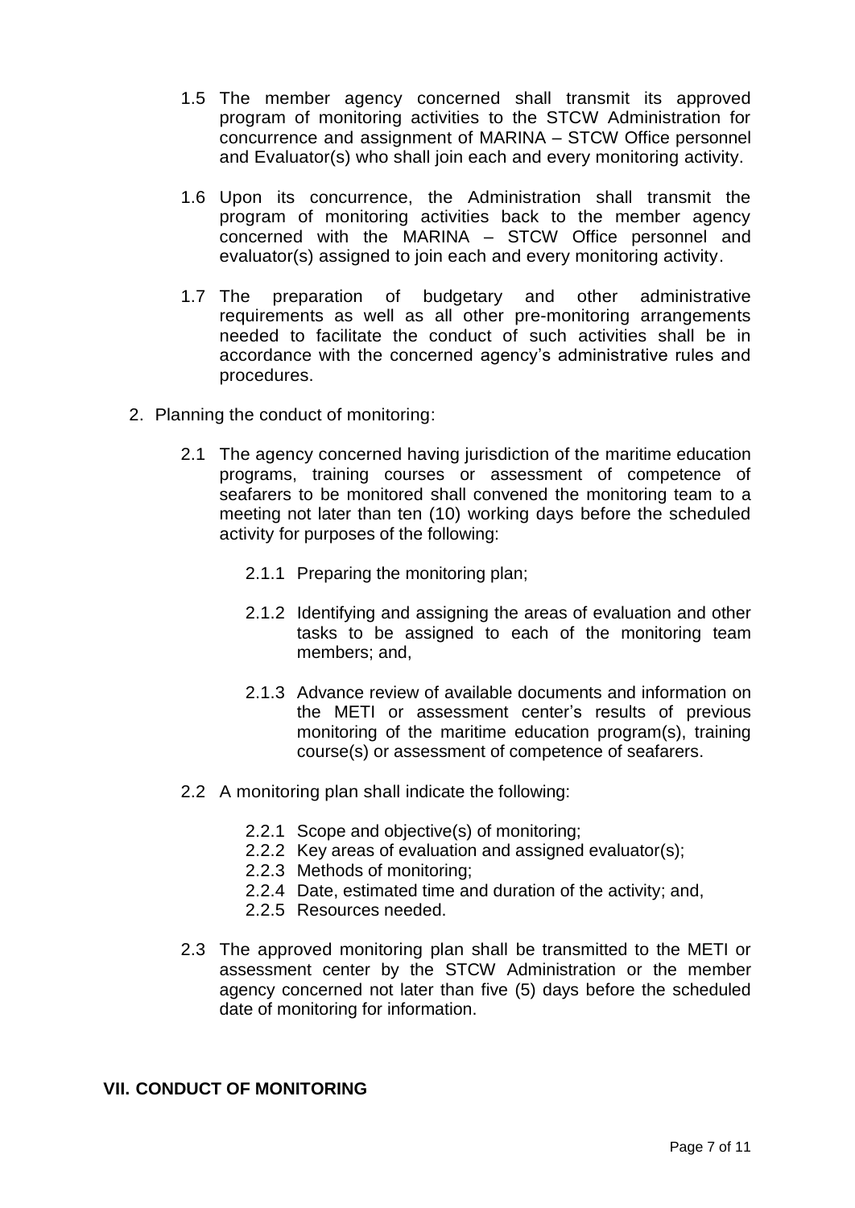1.5 The member agency concerned shall transmit its approved program of monitoring activities to the STCW Administration for concurrence and assignment of MARINA – STCW Office personnel and Evaluator(s) who shall join each and every monitoring activity.

1.6 Upon its concurrence, the Administration shall transmit the program of monitoring activities back to the member agency concerned with the MARINA – STCW Office personnel and evaluator(s) assigned to join each and every monitoring activity.

1.7 The preparation of budgetary and other administrative requirements as well as all other pre-monitoring arrangements needed to facilitate the conduct of such activities shall be in accordance with the concerned agency's administrative rules and procedures.

2. Planning the conduct of monitoring:

   2.1 The agency concerned having jurisdiction of the maritime education programs, training courses or assessment of competence of seafarers to be monitored shall convened the monitoring team to a meeting not later than ten (10) working days before the scheduled activity for purposes of the following:

      2.1.1 Preparing the monitoring plan;

      2.1.2 Identifying and assigning the areas of evaluation and other tasks to be assigned to each of the monitoring team members; and,

      2.1.3 Advance review of available documents and information on the METI or assessment center's results of previous monitoring of the maritime education program(s), training course(s) or assessment of competence of seafarers.

   2.2 A monitoring plan shall indicate the following:

      2.2.1 Scope and objective(s) of monitoring;
      2.2.2 Key areas of evaluation and assigned evaluator(s);
      2.2.3 Methods of monitoring;
      2.2.4 Date, estimated time and duration of the activity; and,
      2.2.5 Resources needed.

   2.3 The approved monitoring plan shall be transmitted to the METI or assessment center by the STCW Administration or the member agency concerned not later than five (5) days before the scheduled date of monitoring for information.

## VII. CONDUCT OF MONITORING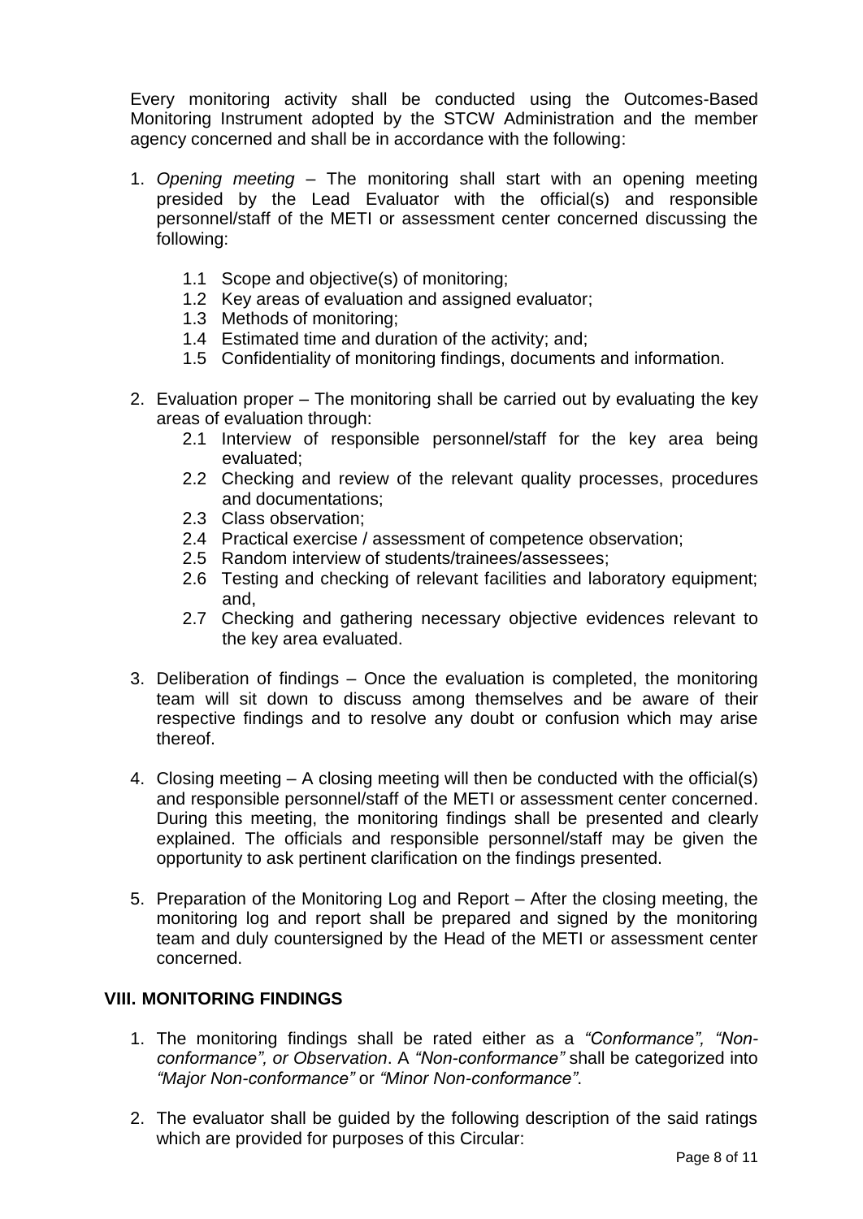Every monitoring activity shall be conducted using the Outcomes-Based Monitoring Instrument adopted by the STCW Administration and the member agency concerned and shall be in accordance with the following:

1. *Opening meeting* – The monitoring shall start with an opening meeting presided by the Lead Evaluator with the official(s) and responsible personnel/staff of the METI or assessment center concerned discussing the following:

   1.1 Scope and objective(s) of monitoring;
   1.2 Key areas of evaluation and assigned evaluator;
   1.3 Methods of monitoring;
   1.4 Estimated time and duration of the activity; and;
   1.5 Confidentiality of monitoring findings, documents and information.

2. Evaluation proper – The monitoring shall be carried out by evaluating the key areas of evaluation through:
   2.1 Interview of responsible personnel/staff for the key area being evaluated;
   2.2 Checking and review of the relevant quality processes, procedures and documentations;
   2.3 Class observation;
   2.4 Practical exercise / assessment of competence observation;
   2.5 Random interview of students/trainees/assessees;
   2.6 Testing and checking of relevant facilities and laboratory equipment; and,
   2.7 Checking and gathering necessary objective evidences relevant to the key area evaluated.

3. Deliberation of findings – Once the evaluation is completed, the monitoring team will sit down to discuss among themselves and be aware of their respective findings and to resolve any doubt or confusion which may arise thereof.

4. Closing meeting – A closing meeting will then be conducted with the official(s) and responsible personnel/staff of the METI or assessment center concerned. During this meeting, the monitoring findings shall be presented and clearly explained. The officials and responsible personnel/staff may be given the opportunity to ask pertinent clarification on the findings presented.

5. Preparation of the Monitoring Log and Report – After the closing meeting, the monitoring log and report shall be prepared and signed by the monitoring team and duly countersigned by the Head of the METI or assessment center concerned.

## VIII. MONITORING FINDINGS

1. The monitoring findings shall be rated either as a *"Conformance", "Non-conformance", or Observation*. A *"Non-conformance"* shall be categorized into *"Major Non-conformance"* or *"Minor Non-conformance"*.

2. The evaluator shall be guided by the following description of the said ratings which are provided for purposes of this Circular: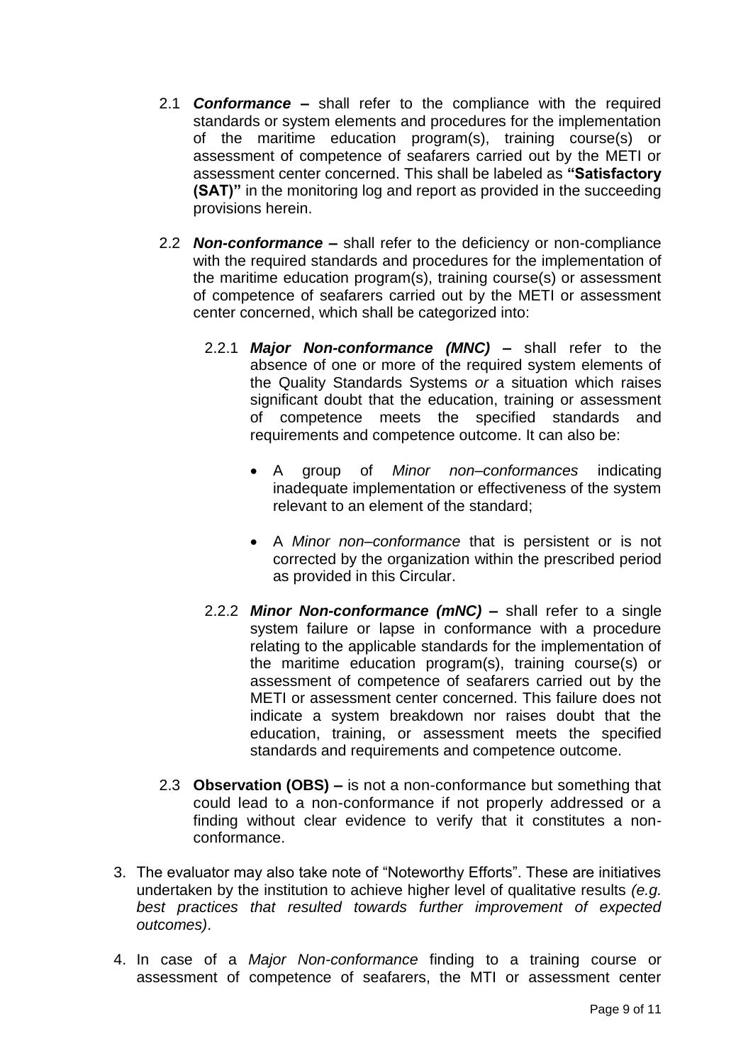2.1 ***Conformance*** **–** shall refer to the compliance with the required standards or system elements and procedures for the implementation of the maritime education program(s), training course(s) or assessment of competence of seafarers carried out by the METI or assessment center concerned. This shall be labeled as **"Satisfactory (SAT)"** in the monitoring log and report as provided in the succeeding provisions herein.

2.2 ***Non-conformance*** **–** shall refer to the deficiency or non-compliance with the required standards and procedures for the implementation of the maritime education program(s), training course(s) or assessment of competence of seafarers carried out by the METI or assessment center concerned, which shall be categorized into:

2.2.1 ***Major Non-conformance (MNC)*** **–** shall refer to the absence of one or more of the required system elements of the Quality Standards Systems *or* a situation which raises significant doubt that the education, training or assessment of competence meets the specified standards and requirements and competence outcome. It can also be:

- A group of *Minor non–conformances* indicating inadequate implementation or effectiveness of the system relevant to an element of the standard;
- A *Minor non–conformance* that is persistent or is not corrected by the organization within the prescribed period as provided in this Circular.

2.2.2 ***Minor Non-conformance (mNC)*** **–** shall refer to a single system failure or lapse in conformance with a procedure relating to the applicable standards for the implementation of the maritime education program(s), training course(s) or assessment of competence of seafarers carried out by the METI or assessment center concerned. This failure does not indicate a system breakdown nor raises doubt that the education, training, or assessment meets the specified standards and requirements and competence outcome.

2.3 **Observation (OBS) –** is not a non-conformance but something that could lead to a non-conformance if not properly addressed or a finding without clear evidence to verify that it constitutes a non-conformance.

3. The evaluator may also take note of "Noteworthy Efforts". These are initiatives undertaken by the institution to achieve higher level of qualitative results *(e.g. best practices that resulted towards further improvement of expected outcomes)*.

4. In case of a *Major Non-conformance* finding to a training course or assessment of competence of seafarers, the MTI or assessment center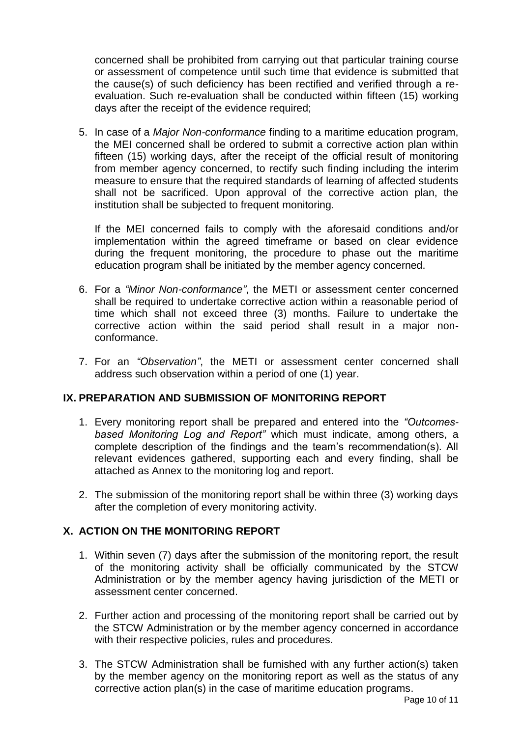concerned shall be prohibited from carrying out that particular training course or assessment of competence until such time that evidence is submitted that the cause(s) of such deficiency has been rectified and verified through a re-evaluation. Such re-evaluation shall be conducted within fifteen (15) working days after the receipt of the evidence required;

5. In case of a *Major Non-conformance* finding to a maritime education program, the MEI concerned shall be ordered to submit a corrective action plan within fifteen (15) working days, after the receipt of the official result of monitoring from member agency concerned, to rectify such finding including the interim measure to ensure that the required standards of learning of affected students shall not be sacrificed. Upon approval of the corrective action plan, the institution shall be subjected to frequent monitoring.

   If the MEI concerned fails to comply with the aforesaid conditions and/or implementation within the agreed timeframe or based on clear evidence during the frequent monitoring, the procedure to phase out the maritime education program shall be initiated by the member agency concerned.

6. For a *"Minor Non-conformance"*, the METI or assessment center concerned shall be required to undertake corrective action within a reasonable period of time which shall not exceed three (3) months. Failure to undertake the corrective action within the said period shall result in a major non-conformance.

7. For an *"Observation"*, the METI or assessment center concerned shall address such observation within a period of one (1) year.

## IX. PREPARATION AND SUBMISSION OF MONITORING REPORT

1. Every monitoring report shall be prepared and entered into the *"Outcomes-based Monitoring Log and Report"* which must indicate, among others, a complete description of the findings and the team's recommendation(s). All relevant evidences gathered, supporting each and every finding, shall be attached as Annex to the monitoring log and report.

2. The submission of the monitoring report shall be within three (3) working days after the completion of every monitoring activity.

## X. ACTION ON THE MONITORING REPORT

1. Within seven (7) days after the submission of the monitoring report, the result of the monitoring activity shall be officially communicated by the STCW Administration or by the member agency having jurisdiction of the METI or assessment center concerned.

2. Further action and processing of the monitoring report shall be carried out by the STCW Administration or by the member agency concerned in accordance with their respective policies, rules and procedures.

3. The STCW Administration shall be furnished with any further action(s) taken by the member agency on the monitoring report as well as the status of any corrective action plan(s) in the case of maritime education programs.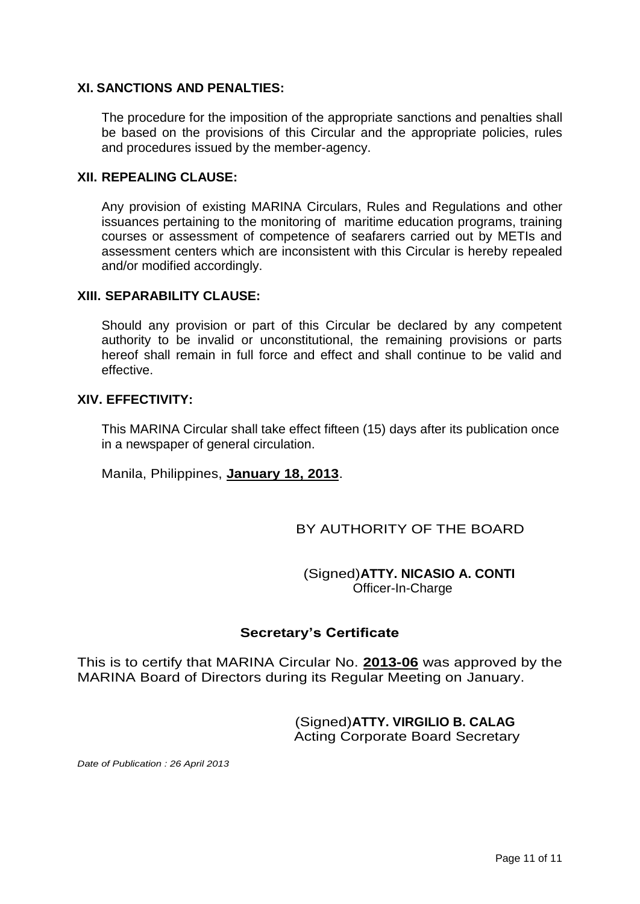## XI. SANCTIONS AND PENALTIES:

The procedure for the imposition of the appropriate sanctions and penalties shall be based on the provisions of this Circular and the appropriate policies, rules and procedures issued by the member-agency.

## XII. REPEALING CLAUSE:

Any provision of existing MARINA Circulars, Rules and Regulations and other issuances pertaining to the monitoring of maritime education programs, training courses or assessment of competence of seafarers carried out by METIs and assessment centers which are inconsistent with this Circular is hereby repealed and/or modified accordingly.

## XIII. SEPARABILITY CLAUSE:

Should any provision or part of this Circular be declared by any competent authority to be invalid or unconstitutional, the remaining provisions or parts hereof shall remain in full force and effect and shall continue to be valid and effective.

## XIV. EFFECTIVITY:

This MARINA Circular shall take effect fifteen (15) days after its publication once in a newspaper of general circulation.

Manila, Philippines, **January 18, 2013**.

BY AUTHORITY OF THE BOARD

(Signed)**ATTY. NICASIO A. CONTI**
Officer-In-Charge

### Secretary's Certificate

This is to certify that MARINA Circular No. **2013-06** was approved by the MARINA Board of Directors during its Regular Meeting on January.

(Signed)**ATTY. VIRGILIO B. CALAG**
Acting Corporate Board Secretary

*Date of Publication : 26 April 2013*